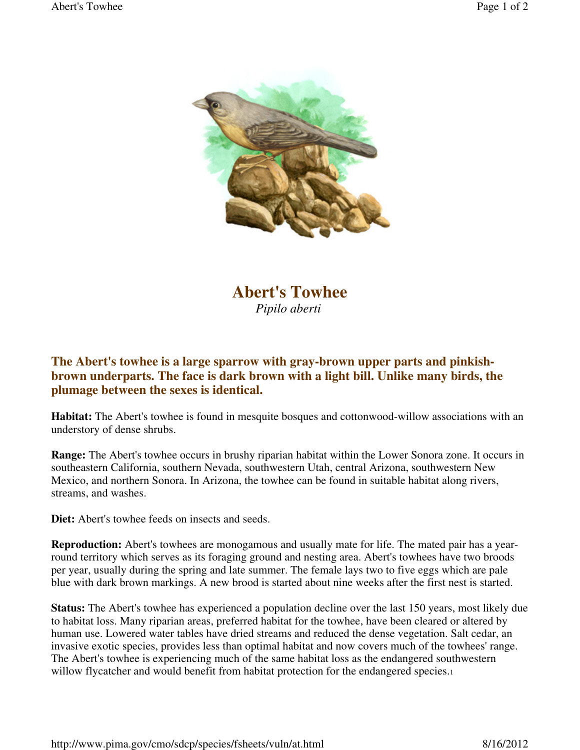# Abert's Towhee

*Pipilo aberti*

**The Abert's towhee is a large sparrow with gray-brown upper parts and pinkish-brown underparts. The face is dark brown with a light bill. Unlike many birds, the plumage between the sexes is identical.**

**Habitat:** The Abert's towhee is found in mesquite bosques and cottonwood-willow associations with an understory of dense shrubs.

**Range:** The Abert's towhee occurs in brushy riparian habitat within the Lower Sonora zone. It occurs in southeastern California, southern Nevada, southwestern Utah, central Arizona, southwestern New Mexico, and northern Sonora. In Arizona, the towhee can be found in suitable habitat along rivers, streams, and washes.

**Diet:** Abert's towhee feeds on insects and seeds.

**Reproduction:** Abert's towhees are monogamous and usually mate for life. The mated pair has a year-round territory which serves as its foraging ground and nesting area. Abert's towhees have two broods per year, usually during the spring and late summer. The female lays two to five eggs which are pale blue with dark brown markings. A new brood is started about nine weeks after the first nest is started.

**Status:** The Abert's towhee has experienced a population decline over the last 150 years, most likely due to habitat loss. Many riparian areas, preferred habitat for the towhee, have been cleared or altered by human use. Lowered water tables have dried streams and reduced the dense vegetation. Salt cedar, an invasive exotic species, provides less than optimal habitat and now covers much of the towhees' range. The Abert's towhee is experiencing much of the same habitat loss as the endangered southwestern willow flycatcher and would benefit from habitat protection for the endangered species.[1]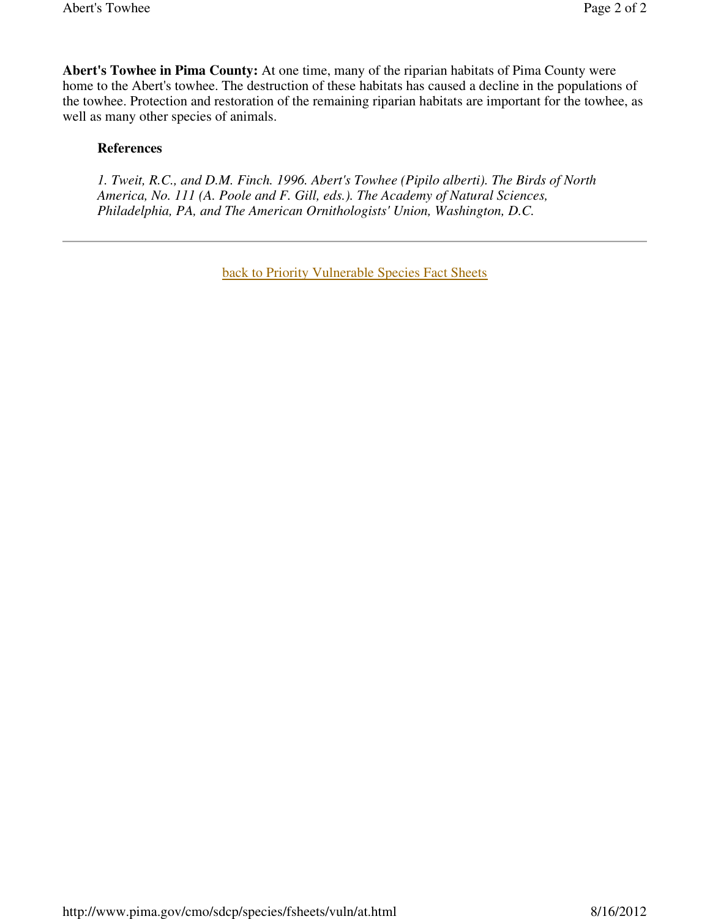**Abert's Towhee in Pima County:** At one time, many of the riparian habitats of Pima County were home to the Abert's towhee. The destruction of these habitats has caused a decline in the populations of the towhee. Protection and restoration of the remaining riparian habitats are important for the towhee, as well as many other species of animals.

### References

*1. Tweit, R.C., and D.M. Finch. 1996. Abert's Towhee (Pipilo alberti). The Birds of North America, No. 111 (A. Poole and F. Gill, eds.). The Academy of Natural Sciences, Philadelphia, PA, and The American Ornithologists' Union, Washington, D.C.*

---

back to Priority Vulnerable Species Fact Sheets

http://www.pima.gov/cmo/sdcp/species/fsheets/vuln/at.html 8/16/2012